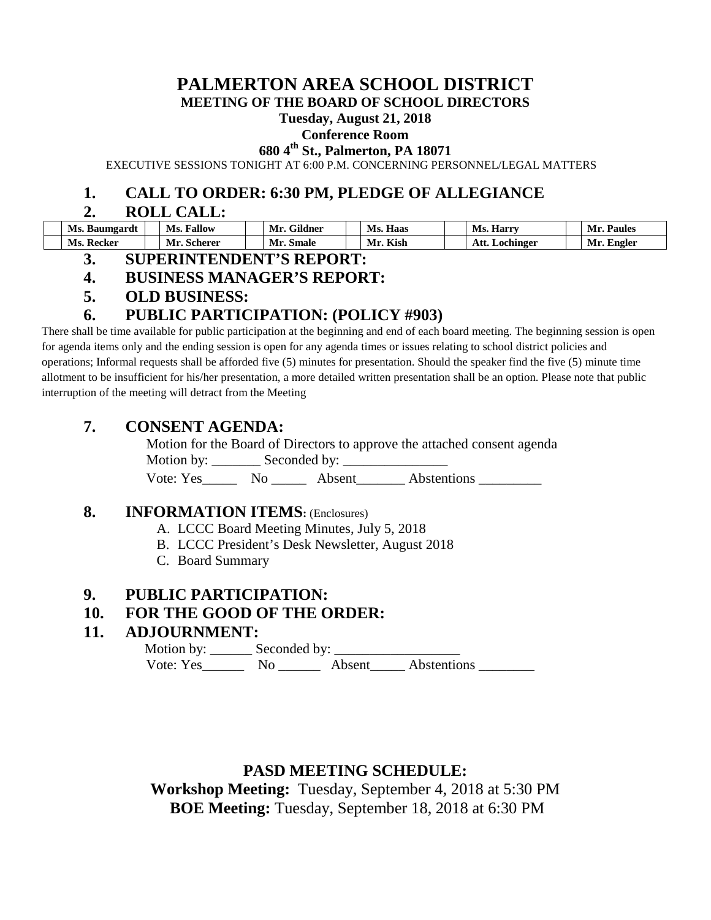# PALMERTON AREA SCHOOL DISTRICT

**MEETING OF THE BOARD OF SCHOOL DIRECTORS**

**Tuesday, August 21, 2018**

**Conference Room**

**680 4th St., Palmerton, PA 18071**

EXECUTIVE SESSIONS TONIGHT AT 6:00 P.M. CONCERNING PERSONNEL/LEGAL MATTERS

## 1. CALL TO ORDER: 6:30 PM, PLEDGE OF ALLEGIANCE

## 2. ROLL CALL:

| | Ms. Baumgardt | | Ms. Fallow | | Mr. Gildner | | Ms. Haas | | Ms. Harry | | Mr. Paules |
|---|---|---|---|---|---|---|---|---|---|---|---|
| | Ms. Recker | | Mr. Scherer | | Mr. Smale | | Mr. Kish | | Att. Lochinger | | Mr. Engler |

## 3. SUPERINTENDENT'S REPORT:

## 4. BUSINESS MANAGER'S REPORT:

## 5. OLD BUSINESS:

## 6. PUBLIC PARTICIPATION: (POLICY #903)

There shall be time available for public participation at the beginning and end of each board meeting. The beginning session is open for agenda items only and the ending session is open for any agenda times or issues relating to school district policies and operations; Informal requests shall be afforded five (5) minutes for presentation. Should the speaker find the five (5) minute time allotment to be insufficient for his/her presentation, a more detailed written presentation shall be an option. Please note that public interruption of the meeting will detract from the Meeting

## 7. CONSENT AGENDA:

Motion for the Board of Directors to approve the attached consent agenda

Motion by: _______ Seconded by: _______________

Vote: Yes_____ No _____ Absent_______ Abstentions _________

## 8. INFORMATION ITEMS: (Enclosures)

A. LCCC Board Meeting Minutes, July 5, 2018
B. LCCC President's Desk Newsletter, August 2018
C. Board Summary

## 9. PUBLIC PARTICIPATION:

## 10. FOR THE GOOD OF THE ORDER:

## 11. ADJOURNMENT:

Motion by: ______ Seconded by: __________________

Vote: Yes______ No ______ Absent_____ Abstentions ________

**PASD MEETING SCHEDULE:**

**Workshop Meeting:** Tuesday, September 4, 2018 at 5:30 PM

**BOE Meeting:** Tuesday, September 18, 2018 at 6:30 PM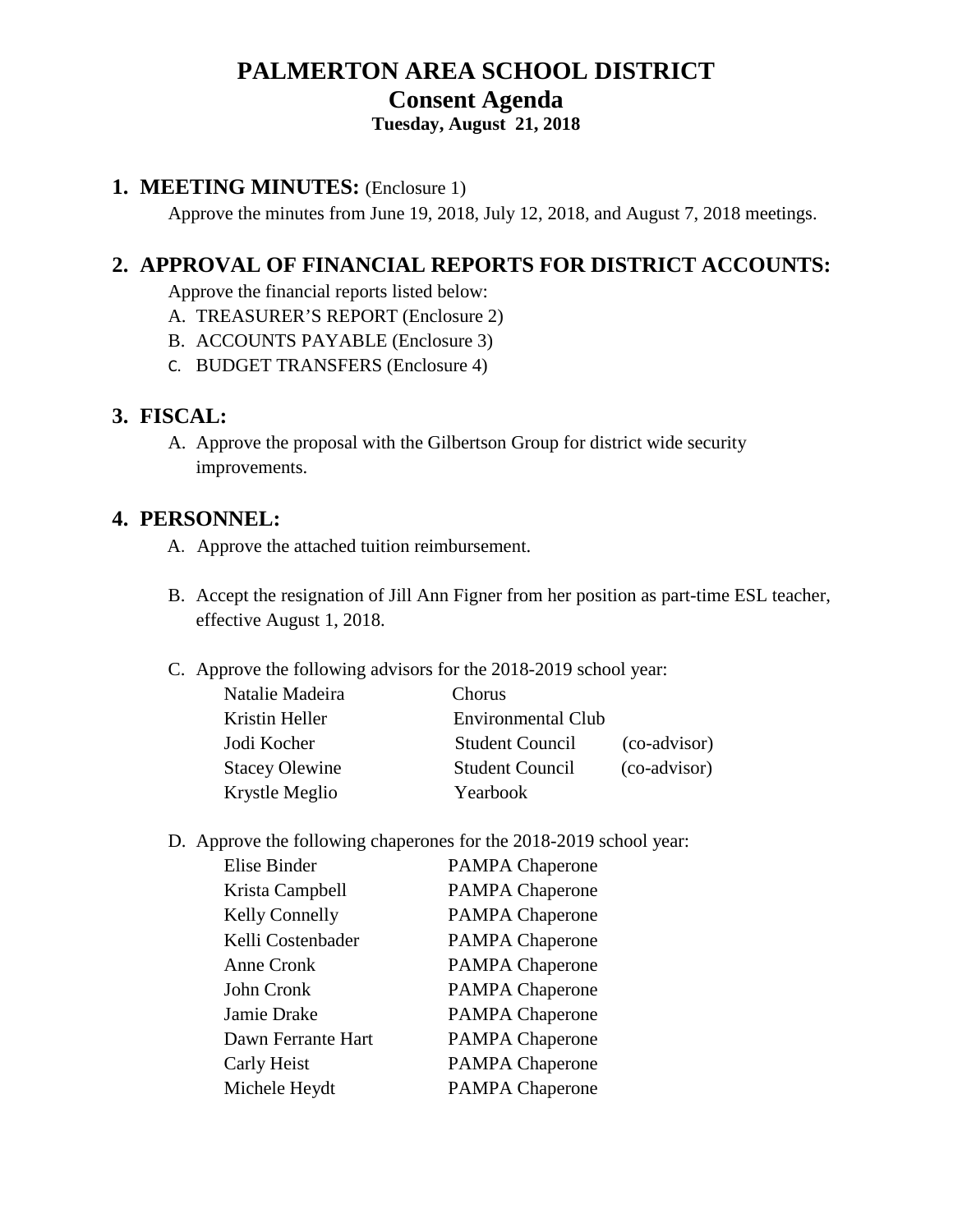# PALMERTON AREA SCHOOL DISTRICT
## Consent Agenda
### Tuesday, August 21, 2018

## 1. MEETING MINUTES: (Enclosure 1)

Approve the minutes from June 19, 2018, July 12, 2018, and August 7, 2018 meetings.

## 2. APPROVAL OF FINANCIAL REPORTS FOR DISTRICT ACCOUNTS:

Approve the financial reports listed below:

A. TREASURER'S REPORT (Enclosure 2)
B. ACCOUNTS PAYABLE (Enclosure 3)
C. BUDGET TRANSFERS (Enclosure 4)

## 3. FISCAL:

A. Approve the proposal with the Gilbertson Group for district wide security improvements.

## 4. PERSONNEL:

A. Approve the attached tuition reimbursement.

B. Accept the resignation of Jill Ann Figner from her position as part-time ESL teacher, effective August 1, 2018.

C. Approve the following advisors for the 2018-2019 school year:

| | | |
|---|---|---|
| Natalie Madeira | Chorus | |
| Kristin Heller | Environmental Club | |
| Jodi Kocher | Student Council | (co-advisor) |
| Stacey Olewine | Student Council | (co-advisor) |
| Krystle Meglio | Yearbook | |

D. Approve the following chaperones for the 2018-2019 school year:

| | |
|---|---|
| Elise Binder | PAMPA Chaperone |
| Krista Campbell | PAMPA Chaperone |
| Kelly Connelly | PAMPA Chaperone |
| Kelli Costenbader | PAMPA Chaperone |
| Anne Cronk | PAMPA Chaperone |
| John Cronk | PAMPA Chaperone |
| Jamie Drake | PAMPA Chaperone |
| Dawn Ferrante Hart | PAMPA Chaperone |
| Carly Heist | PAMPA Chaperone |
| Michele Heydt | PAMPA Chaperone |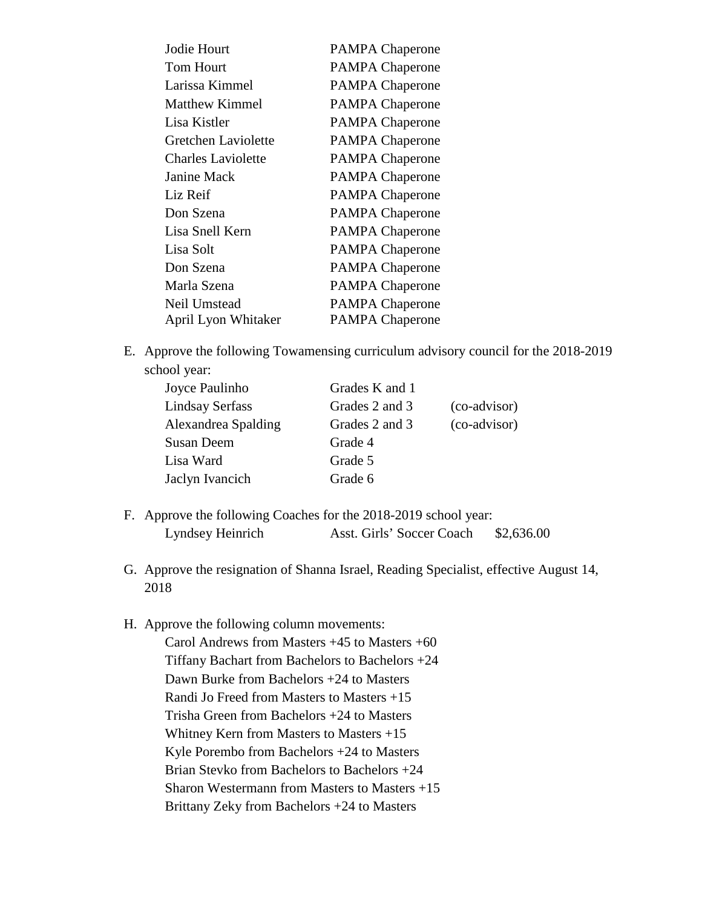| | |
|---|---|
| Jodie Hourt | PAMPA Chaperone |
| Tom Hourt | PAMPA Chaperone |
| Larissa Kimmel | PAMPA Chaperone |
| Matthew Kimmel | PAMPA Chaperone |
| Lisa Kistler | PAMPA Chaperone |
| Gretchen Laviolette | PAMPA Chaperone |
| Charles Laviolette | PAMPA Chaperone |
| Janine Mack | PAMPA Chaperone |
| Liz Reif | PAMPA Chaperone |
| Don Szena | PAMPA Chaperone |
| Lisa Snell Kern | PAMPA Chaperone |
| Lisa Solt | PAMPA Chaperone |
| Don Szena | PAMPA Chaperone |
| Marla Szena | PAMPA Chaperone |
| Neil Umstead | PAMPA Chaperone |
| April Lyon Whitaker | PAMPA Chaperone |

E. Approve the following Towamensing curriculum advisory council for the 2018-2019 school year:

| | | |
|---|---|---|
| Joyce Paulinho | Grades K and 1 | |
| Lindsay Serfass | Grades 2 and 3 | (co-advisor) |
| Alexandrea Spalding | Grades 2 and 3 | (co-advisor) |
| Susan Deem | Grade 4 | |
| Lisa Ward | Grade 5 | |
| Jaclyn Ivancich | Grade 6 | |

F. Approve the following Coaches for the 2018-2019 school year:

| | | |
|---|---|---|
| Lyndsey Heinrich | Asst. Girls' Soccer Coach | $2,636.00 |

G. Approve the resignation of Shanna Israel, Reading Specialist, effective August 14, 2018

H. Approve the following column movements:

Carol Andrews from Masters +45 to Masters +60
Tiffany Bachart from Bachelors to Bachelors +24
Dawn Burke from Bachelors +24 to Masters
Randi Jo Freed from Masters to Masters +15
Trisha Green from Bachelors +24 to Masters
Whitney Kern from Masters to Masters +15
Kyle Porembo from Bachelors +24 to Masters
Brian Stevko from Bachelors to Bachelors +24
Sharon Westermann from Masters to Masters +15
Brittany Zeky from Bachelors +24 to Masters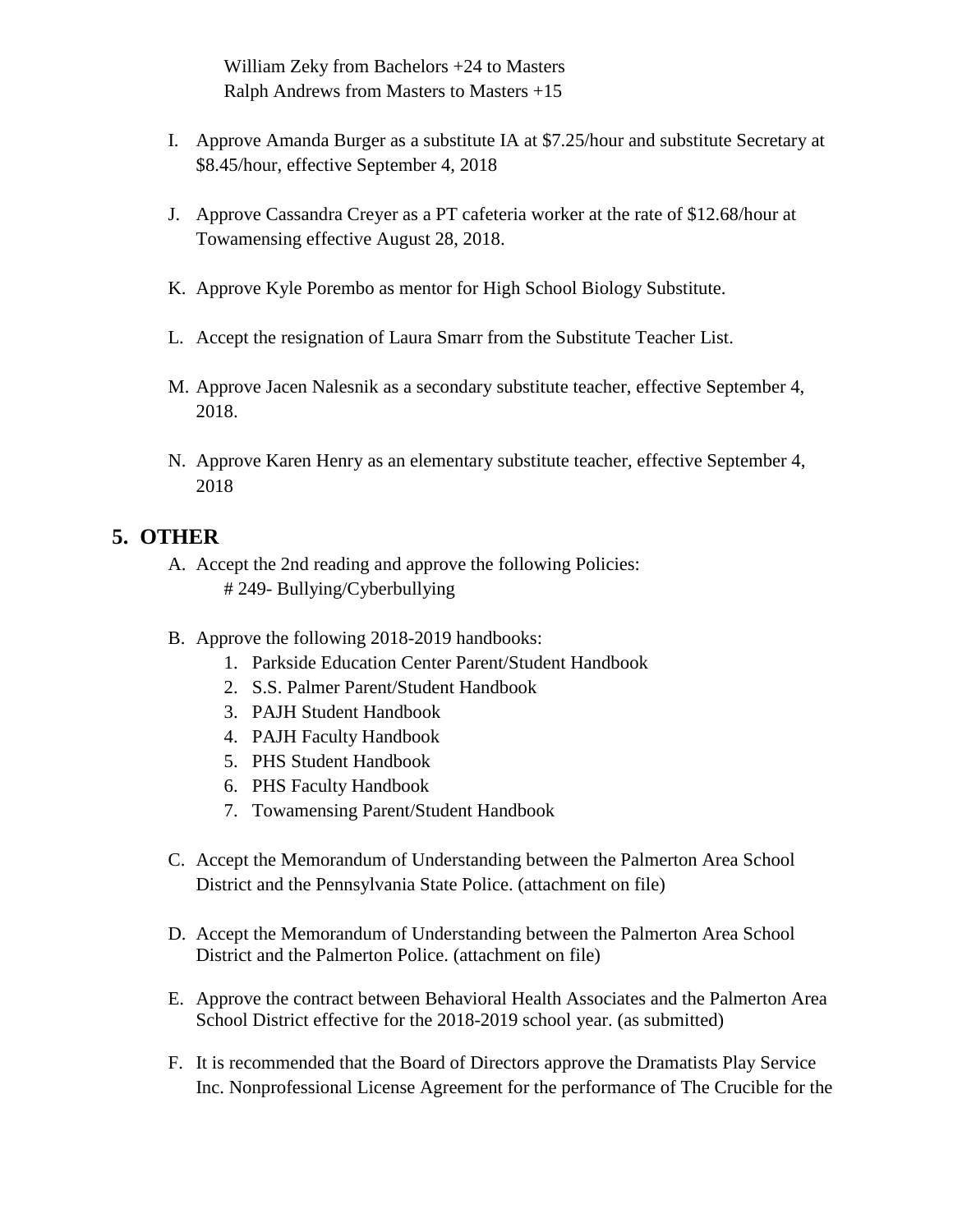William Zeky from Bachelors +24 to Masters
Ralph Andrews from Masters to Masters +15

I. Approve Amanda Burger as a substitute IA at $7.25/hour and substitute Secretary at $8.45/hour, effective September 4, 2018

J. Approve Cassandra Creyer as a PT cafeteria worker at the rate of $12.68/hour at Towamensing effective August 28, 2018.

K. Approve Kyle Porembo as mentor for High School Biology Substitute.

L. Accept the resignation of Laura Smarr from the Substitute Teacher List.

M. Approve Jacen Nalesnik as a secondary substitute teacher, effective September 4, 2018.

N. Approve Karen Henry as an elementary substitute teacher, effective September 4, 2018

## 5. OTHER

A. Accept the 2nd reading and approve the following Policies:
# 249- Bullying/Cyberbullying

B. Approve the following 2018-2019 handbooks:
1. Parkside Education Center Parent/Student Handbook
2. S.S. Palmer Parent/Student Handbook
3. PAJH Student Handbook
4. PAJH Faculty Handbook
5. PHS Student Handbook
6. PHS Faculty Handbook
7. Towamensing Parent/Student Handbook

C. Accept the Memorandum of Understanding between the Palmerton Area School District and the Pennsylvania State Police. (attachment on file)

D. Accept the Memorandum of Understanding between the Palmerton Area School District and the Palmerton Police. (attachment on file)

E. Approve the contract between Behavioral Health Associates and the Palmerton Area School District effective for the 2018-2019 school year. (as submitted)

F. It is recommended that the Board of Directors approve the Dramatists Play Service Inc. Nonprofessional License Agreement for the performance of The Crucible for the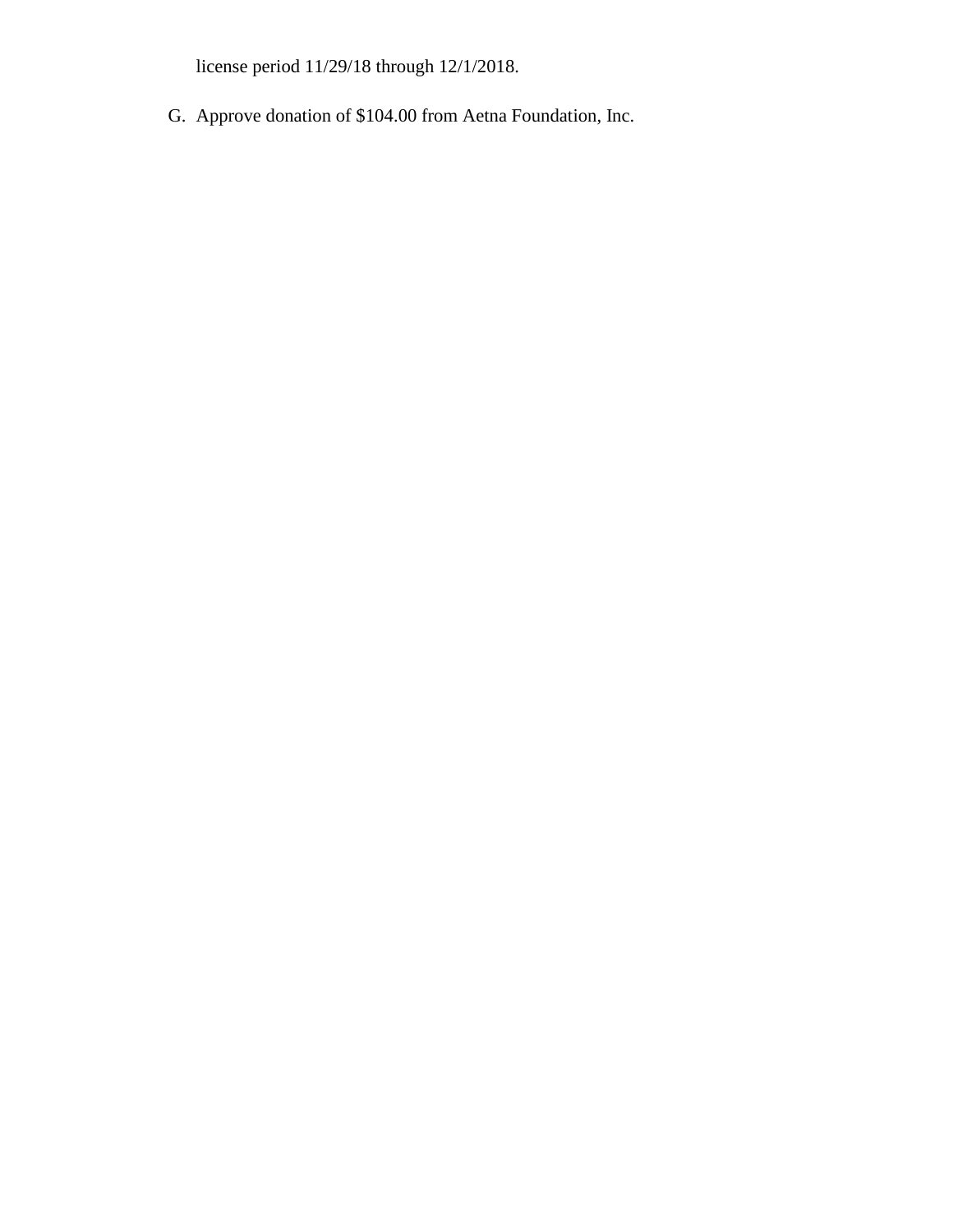license period 11/29/18 through 12/1/2018.

G. Approve donation of $104.00 from Aetna Foundation, Inc.